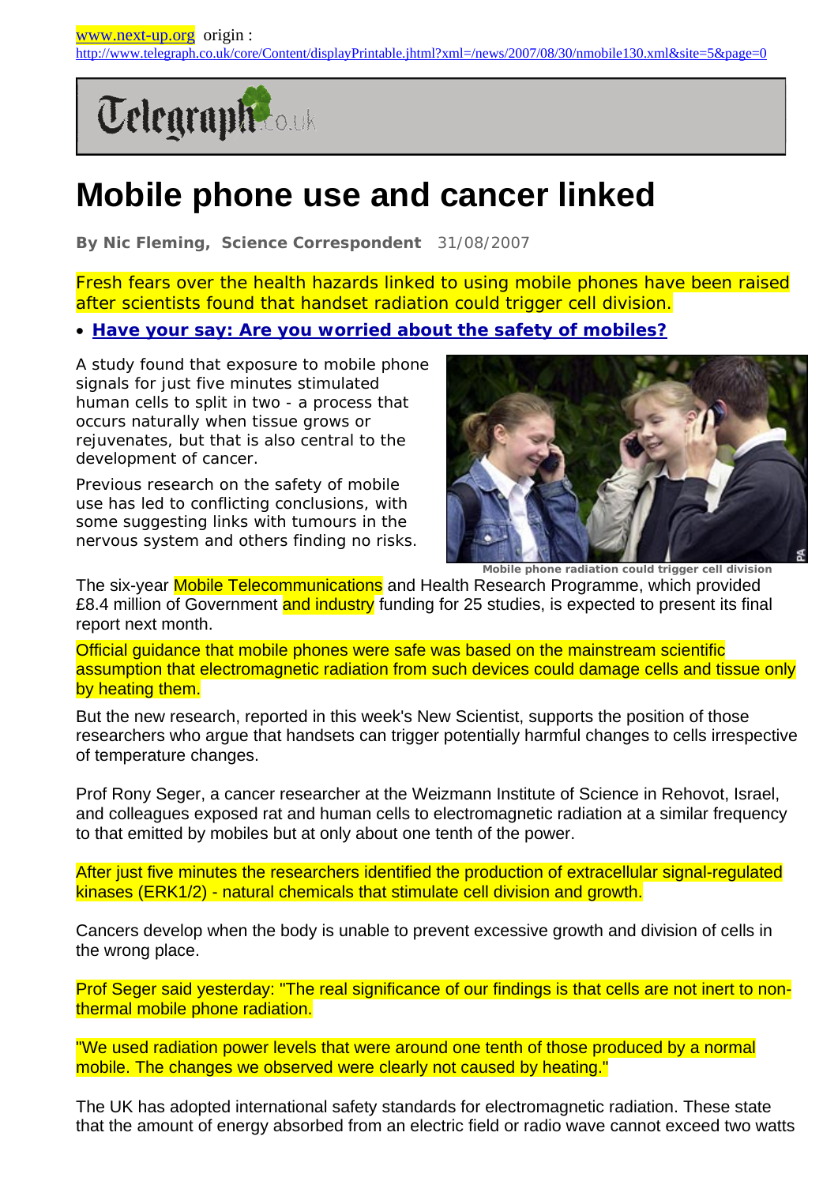www.next-up.org origin : http://www.telegraph.co.uk/core/Content/displayPrintable.jhtml?xml=/news/2007/08/30/nmobile130.xml&site=5&page=0

Telegraph.co.uk

# Mobile phone use and cancer linked

**By Nic Fleming, Science Correspondent** 31/08/2007

Fresh fears over the health hazards linked to using mobile phones have been raised after scientists found that handset radiation could trigger cell division.

- **Have your say: Are you worried about the safety of mobiles?**

A study found that exposure to mobile phone signals for just five minutes stimulated human cells to split in two - a process that occurs naturally when tissue grows or rejuvenates, but that is also central to the development of cancer.

Previous research on the safety of mobile use has led to conflicting conclusions, with some suggesting links with tumours in the nervous system and others finding no risks.

Mobile phone radiation could trigger cell division

The six-year Mobile Telecommunications and Health Research Programme, which provided £8.4 million of Government and industry funding for 25 studies, is expected to present its final report next month.

Official guidance that mobile phones were safe was based on the mainstream scientific assumption that electromagnetic radiation from such devices could damage cells and tissue only by heating them.

But the new research, reported in this week's New Scientist, supports the position of those researchers who argue that handsets can trigger potentially harmful changes to cells irrespective of temperature changes.

Prof Rony Seger, a cancer researcher at the Weizmann Institute of Science in Rehovot, Israel, and colleagues exposed rat and human cells to electromagnetic radiation at a similar frequency to that emitted by mobiles but at only about one tenth of the power.

After just five minutes the researchers identified the production of extracellular signal-regulated kinases (ERK1/2) - natural chemicals that stimulate cell division and growth.

Cancers develop when the body is unable to prevent excessive growth and division of cells in the wrong place.

Prof Seger said yesterday: "The real significance of our findings is that cells are not inert to non-thermal mobile phone radiation.

"We used radiation power levels that were around one tenth of those produced by a normal mobile. The changes we observed were clearly not caused by heating."

The UK has adopted international safety standards for electromagnetic radiation. These state that the amount of energy absorbed from an electric field or radio wave cannot exceed two watts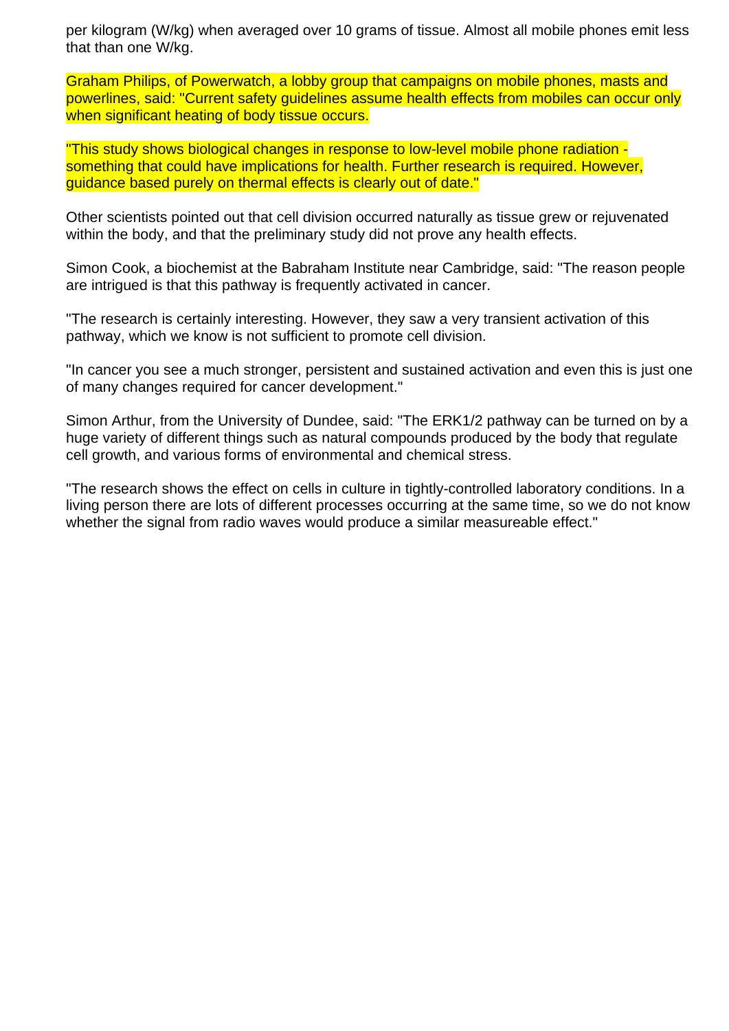per kilogram (W/kg) when averaged over 10 grams of tissue. Almost all mobile phones emit less that than one W/kg.

Graham Philips, of Powerwatch, a lobby group that campaigns on mobile phones, masts and powerlines, said: "Current safety guidelines assume health effects from mobiles can occur only when significant heating of body tissue occurs.

"This study shows biological changes in response to low-level mobile phone radiation - something that could have implications for health. Further research is required. However, guidance based purely on thermal effects is clearly out of date."

Other scientists pointed out that cell division occurred naturally as tissue grew or rejuvenated within the body, and that the preliminary study did not prove any health effects.

Simon Cook, a biochemist at the Babraham Institute near Cambridge, said: "The reason people are intrigued is that this pathway is frequently activated in cancer.

"The research is certainly interesting. However, they saw a very transient activation of this pathway, which we know is not sufficient to promote cell division.

"In cancer you see a much stronger, persistent and sustained activation and even this is just one of many changes required for cancer development."

Simon Arthur, from the University of Dundee, said: "The ERK1/2 pathway can be turned on by a huge variety of different things such as natural compounds produced by the body that regulate cell growth, and various forms of environmental and chemical stress.

"The research shows the effect on cells in culture in tightly-controlled laboratory conditions. In a living person there are lots of different processes occurring at the same time, so we do not know whether the signal from radio waves would produce a similar measureable effect."